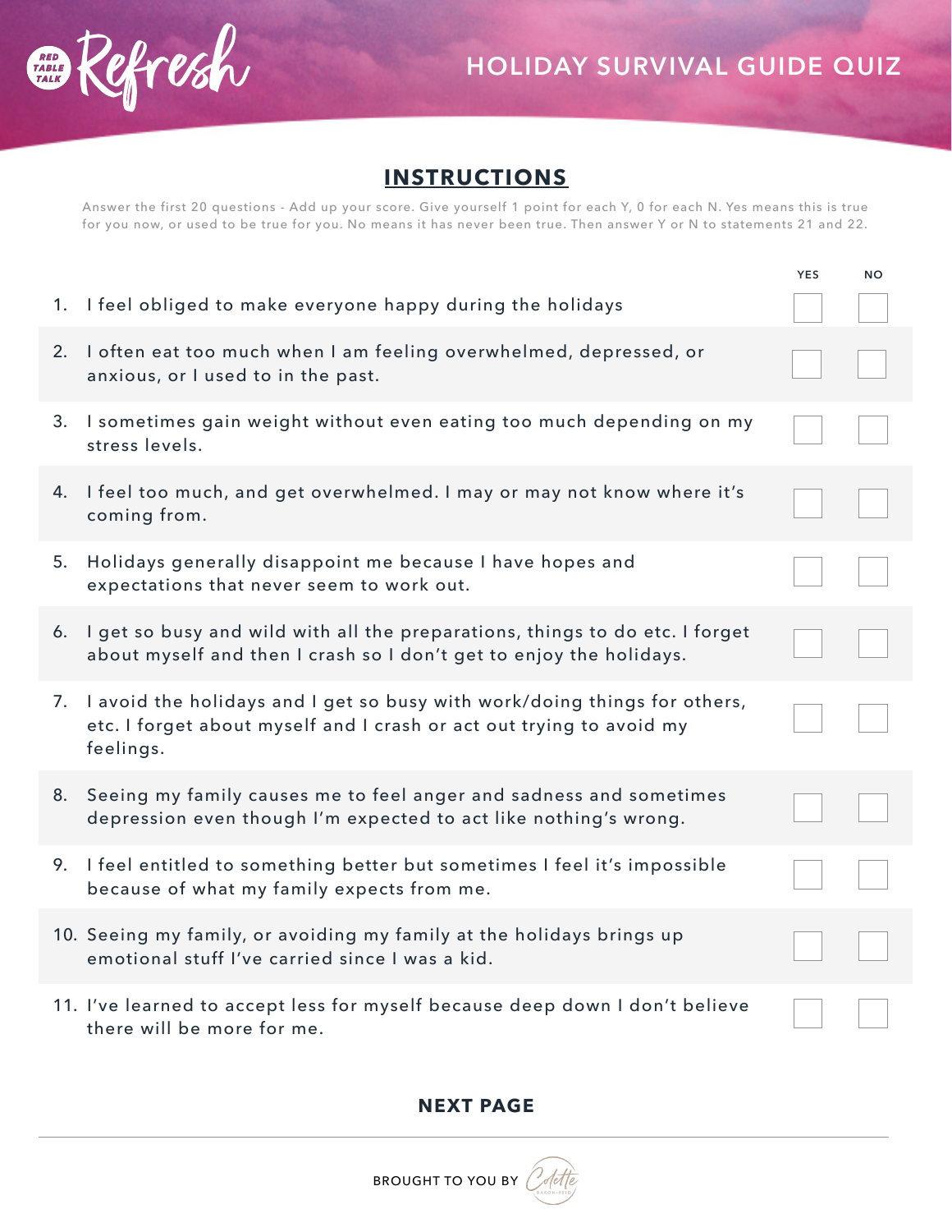Red Table Talk **Refresh**

# HOLIDAY SURVIVAL GUIDE QUIZ

## INSTRUCTIONS

Answer the first 20 questions - Add up your score. Give yourself 1 point for each Y, 0 for each N. Yes means this is true for you now, or used to be true for you. No means it has never been true. Then answer Y or N to statements 21 and 22.

| | | YES | NO |
|---|---|---|---|
| 1. | I feel obliged to make everyone happy during the holidays | ☐ | ☐ |
| 2. | I often eat too much when I am feeling overwhelmed, depressed, or anxious, or I used to in the past. | ☐ | ☐ |
| 3. | I sometimes gain weight without even eating too much depending on my stress levels. | ☐ | ☐ |
| 4. | I feel too much, and get overwhelmed. I may or may not know where it's coming from. | ☐ | ☐ |
| 5. | Holidays generally disappoint me because I have hopes and expectations that never seem to work out. | ☐ | ☐ |
| 6. | I get so busy and wild with all the preparations, things to do etc. I forget about myself and then I crash so I don't get to enjoy the holidays. | ☐ | ☐ |
| 7. | I avoid the holidays and I get so busy with work/doing things for others, etc. I forget about myself and I crash or act out trying to avoid my feelings. | ☐ | ☐ |
| 8. | Seeing my family causes me to feel anger and sadness and sometimes depression even though I'm expected to act like nothing's wrong. | ☐ | ☐ |
| 9. | I feel entitled to something better but sometimes I feel it's impossible because of what my family expects from me. | ☐ | ☐ |
| 10. | Seeing my family, or avoiding my family at the holidays brings up emotional stuff I've carried since I was a kid. | ☐ | ☐ |
| 11. | I've learned to accept less for myself because deep down I don't believe there will be more for me. | ☐ | ☐ |

**NEXT PAGE**

BROUGHT TO YOU BY Colette Baron-Reid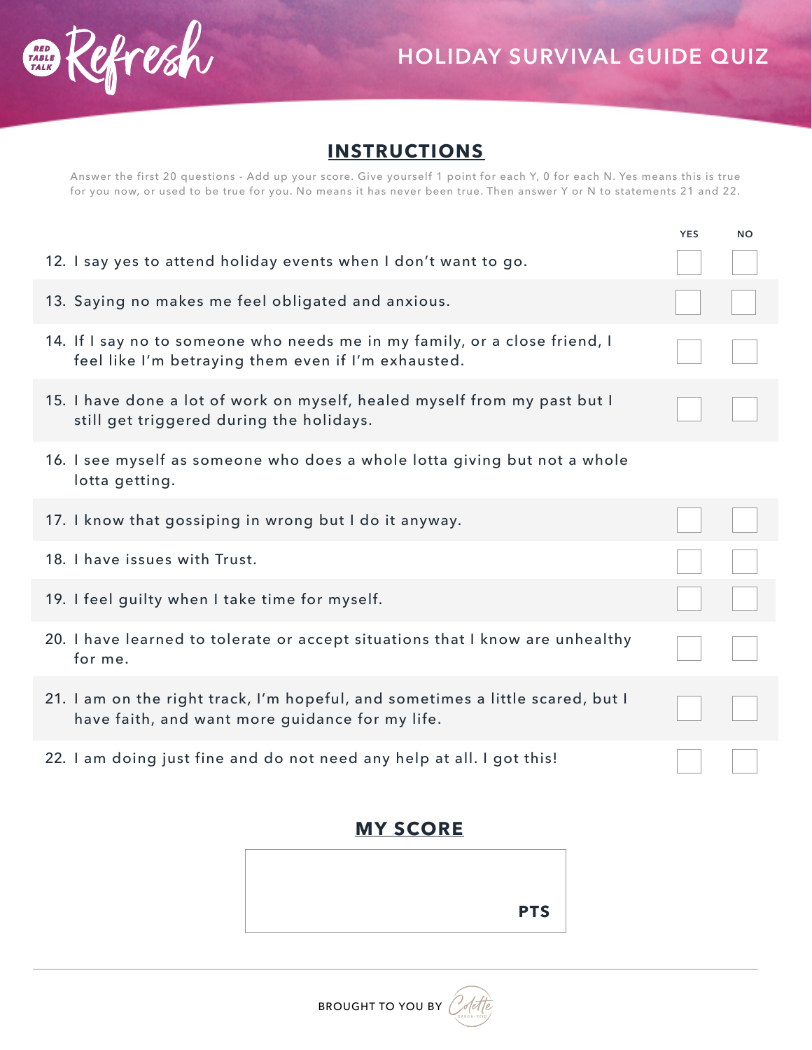# HOLIDAY SURVIVAL GUIDE QUIZ

## INSTRUCTIONS

Answer the first 20 questions - Add up your score. Give yourself 1 point for each Y, 0 for each N. Yes means this is true for you now, or used to be true for you. No means it has never been true. Then answer Y or N to statements 21 and 22.

| | YES | NO |
|---|---|---|
| 12. I say yes to attend holiday events when I don't want to go. | ☐ | ☐ |
| 13. Saying no makes me feel obligated and anxious. | ☐ | ☐ |
| 14. If I say no to someone who needs me in my family, or a close friend, I feel like I'm betraying them even if I'm exhausted. | ☐ | ☐ |
| 15. I have done a lot of work on myself, healed myself from my past but I still get triggered during the holidays. | ☐ | ☐ |
| 16. I see myself as someone who does a whole lotta giving but not a whole lotta getting. | | |
| 17. I know that gossiping in wrong but I do it anyway. | ☐ | ☐ |
| 18. I have issues with Trust. | ☐ | ☐ |
| 19. I feel guilty when I take time for myself. | ☐ | ☐ |
| 20. I have learned to tolerate or accept situations that I know are unhealthy for me. | ☐ | ☐ |
| 21. I am on the right track, I'm hopeful, and sometimes a little scared, but I have faith, and want more guidance for my life. | ☐ | ☐ |
| 22. I am doing just fine and do not need any help at all. I got this! | ☐ | ☐ |

## MY SCORE

PTS

BROUGHT TO YOU BY Colette Baron-Reid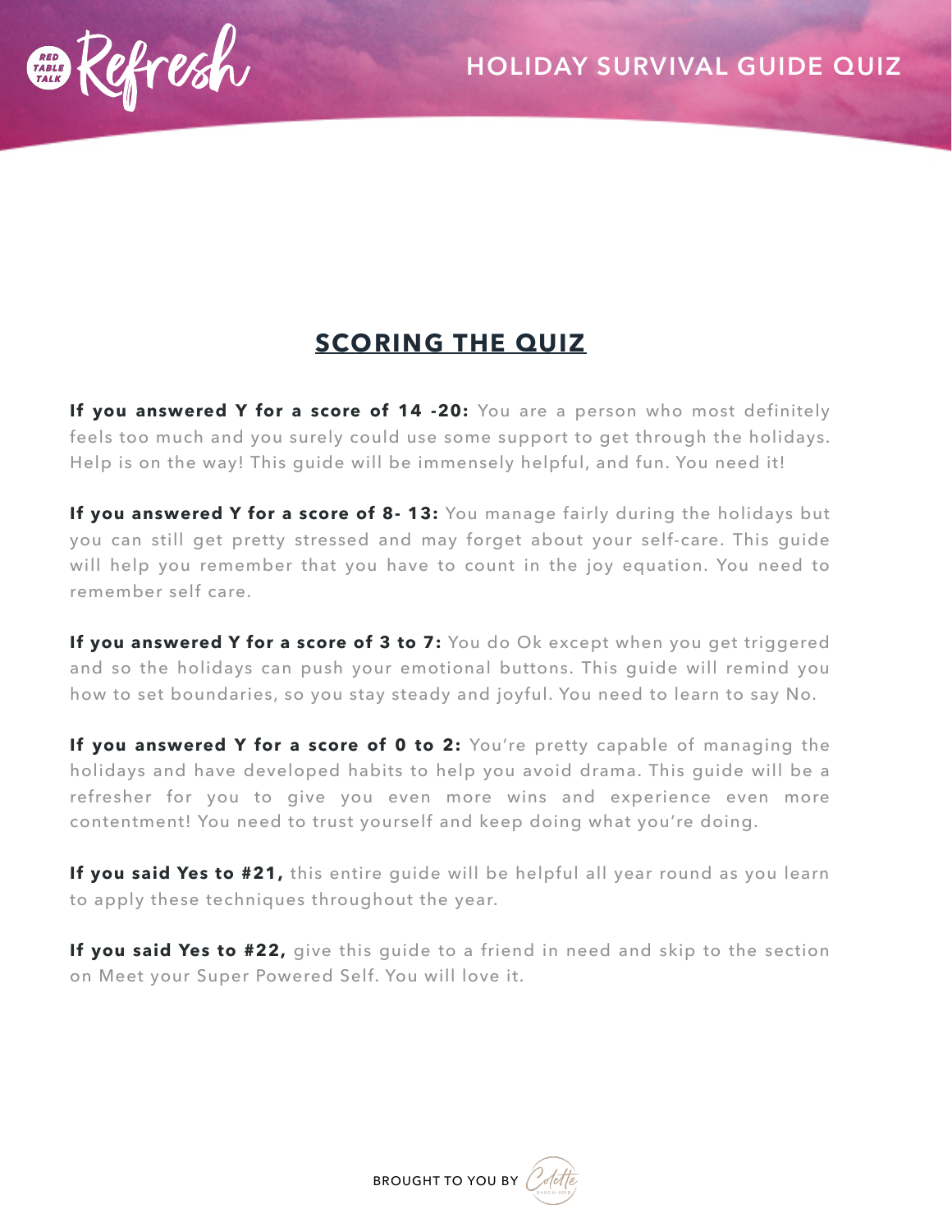## SCORING THE QUIZ

**If you answered Y for a score of 14 -20:** You are a person who most definitely feels too much and you surely could use some support to get through the holidays. Help is on the way! This guide will be immensely helpful, and fun. You need it!

**If you answered Y for a score of 8- 13:** You manage fairly during the holidays but you can still get pretty stressed and may forget about your self-care. This guide will help you remember that you have to count in the joy equation. You need to remember self care.

**If you answered Y for a score of 3 to 7:** You do Ok except when you get triggered and so the holidays can push your emotional buttons. This guide will remind you how to set boundaries, so you stay steady and joyful. You need to learn to say No.

**If you answered Y for a score of 0 to 2:** You're pretty capable of managing the holidays and have developed habits to help you avoid drama. This guide will be a refresher for you to give you even more wins and experience even more contentment! You need to trust yourself and keep doing what you're doing.

**If you said Yes to #21,** this entire guide will be helpful all year round as you learn to apply these techniques throughout the year.

**If you said Yes to #22,** give this guide to a friend in need and skip to the section on Meet your Super Powered Self. You will love it.